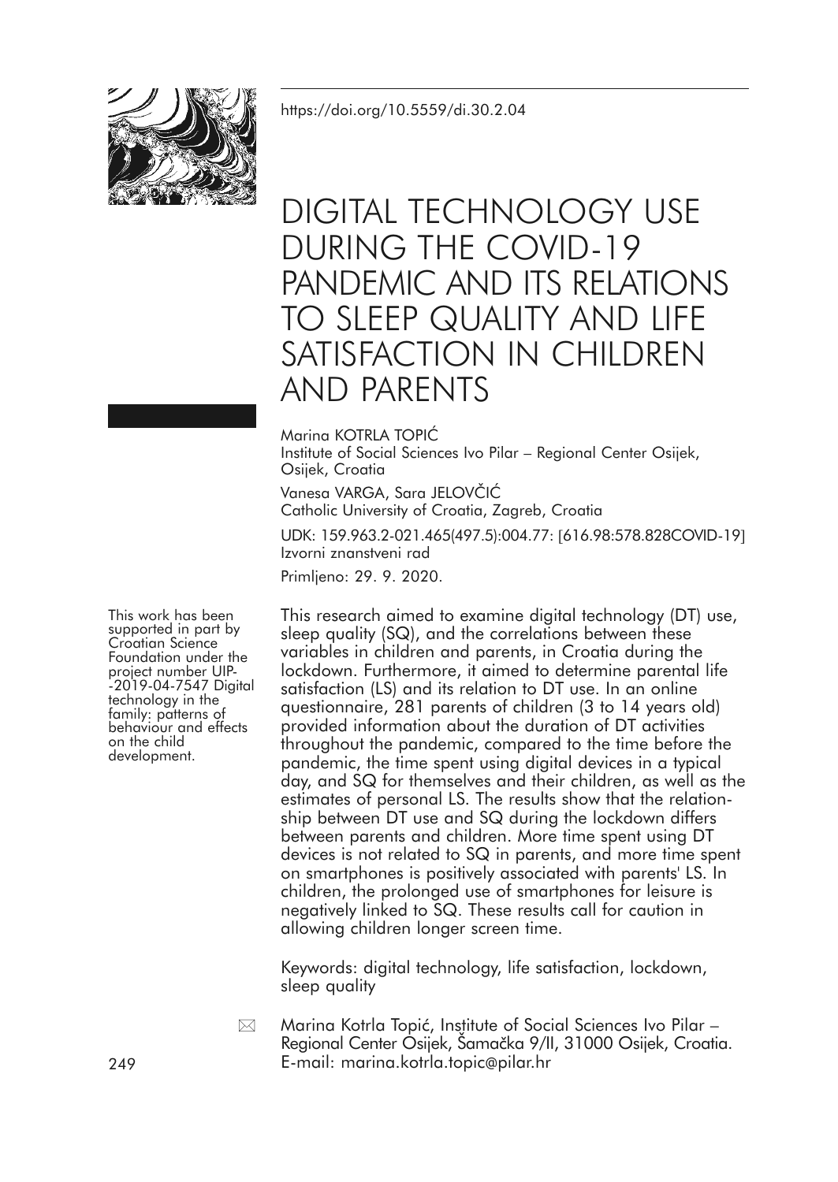https://doi.org/10.5559/di.30.2.04

# DIGITAL TECHNOLOGY USE DURING THE COVID-19 PANDEMIC AND ITS RELATIONS TO SLEEP QUALITY AND LIFE SATISFACTION IN CHILDREN AND PARENTS

Marina KOTRLA TOPIĆ
Institute of Social Sciences Ivo Pilar – Regional Center Osijek, Osijek, Croatia

Vanesa VARGA, Sara JELOVČIĆ
Catholic University of Croatia, Zagreb, Croatia

UDK: 159.963.2-021.465(497.5):004.77: [616.98:578.828COVID-19]
Izvorni znanstveni rad

Primljeno: 29. 9. 2020.

This work has been supported in part by Croatian Science Foundation under the project number UIP-2019-04-7547 Digital technology in the family: patterns of behaviour and effects on the child development.

This research aimed to examine digital technology (DT) use, sleep quality (SQ), and the correlations between these variables in children and parents, in Croatia during the lockdown. Furthermore, it aimed to determine parental life satisfaction (LS) and its relation to DT use. In an online questionnaire, 281 parents of children (3 to 14 years old) provided information about the duration of DT activities throughout the pandemic, compared to the time before the pandemic, the time spent using digital devices in a typical day, and SQ for themselves and their children, as well as the estimates of personal LS. The results show that the relationship between DT use and SQ during the lockdown differs between parents and children. More time spent using DT devices is not related to SQ in parents, and more time spent on smartphones is positively associated with parents' LS. In children, the prolonged use of smartphones for leisure is negatively linked to SQ. These results call for caution in allowing children longer screen time.

Keywords: digital technology, life satisfaction, lockdown, sleep quality

Marina Kotrla Topić, Institute of Social Sciences Ivo Pilar – Regional Center Osijek, Šamačka 9/II, 31000 Osijek, Croatia.
E-mail: marina.kotrla.topic@pilar.hr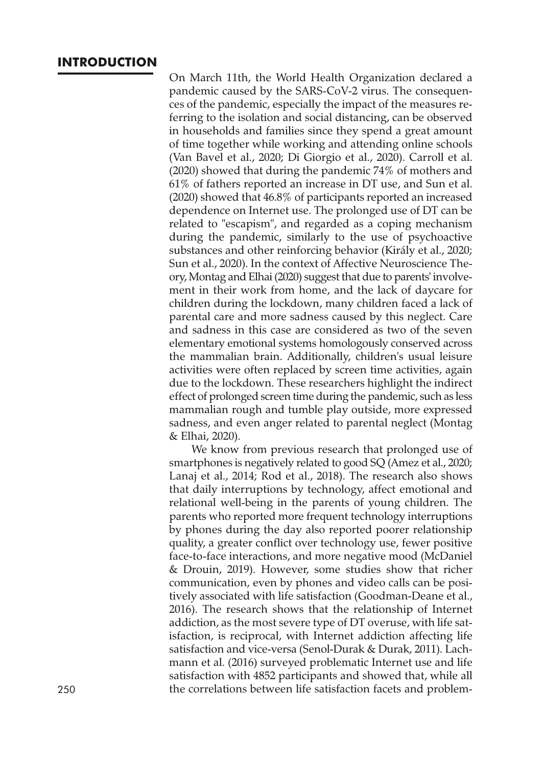## INTRODUCTION

On March 11th, the World Health Organization declared a pandemic caused by the SARS-CoV-2 virus. The consequences of the pandemic, especially the impact of the measures referring to the isolation and social distancing, can be observed in households and families since they spend a great amount of time together while working and attending online schools (Van Bavel et al., 2020; Di Giorgio et al., 2020). Carroll et al. (2020) showed that during the pandemic 74% of mothers and 61% of fathers reported an increase in DT use, and Sun et al. (2020) showed that 46.8% of participants reported an increased dependence on Internet use. The prolonged use of DT can be related to "escapism", and regarded as a coping mechanism during the pandemic, similarly to the use of psychoactive substances and other reinforcing behavior (Király et al., 2020; Sun et al., 2020). In the context of Affective Neuroscience Theory, Montag and Elhai (2020) suggest that due to parents' involvement in their work from home, and the lack of daycare for children during the lockdown, many children faced a lack of parental care and more sadness caused by this neglect. Care and sadness in this case are considered as two of the seven elementary emotional systems homologously conserved across the mammalian brain. Additionally, children's usual leisure activities were often replaced by screen time activities, again due to the lockdown. These researchers highlight the indirect effect of prolonged screen time during the pandemic, such as less mammalian rough and tumble play outside, more expressed sadness, and even anger related to parental neglect (Montag & Elhai, 2020).

We know from previous research that prolonged use of smartphones is negatively related to good SQ (Amez et al., 2020; Lanaj et al., 2014; Rod et al., 2018). The research also shows that daily interruptions by technology, affect emotional and relational well-being in the parents of young children. The parents who reported more frequent technology interruptions by phones during the day also reported poorer relationship quality, a greater conflict over technology use, fewer positive face-to-face interactions, and more negative mood (McDaniel & Drouin, 2019). However, some studies show that richer communication, even by phones and video calls can be positively associated with life satisfaction (Goodman-Deane et al., 2016). The research shows that the relationship of Internet addiction, as the most severe type of DT overuse, with life satisfaction, is reciprocal, with Internet addiction affecting life satisfaction and vice-versa (Senol-Durak & Durak, 2011). Lachmann et al. (2016) surveyed problematic Internet use and life satisfaction with 4852 participants and showed that, while all the correlations between life satisfaction facets and problem-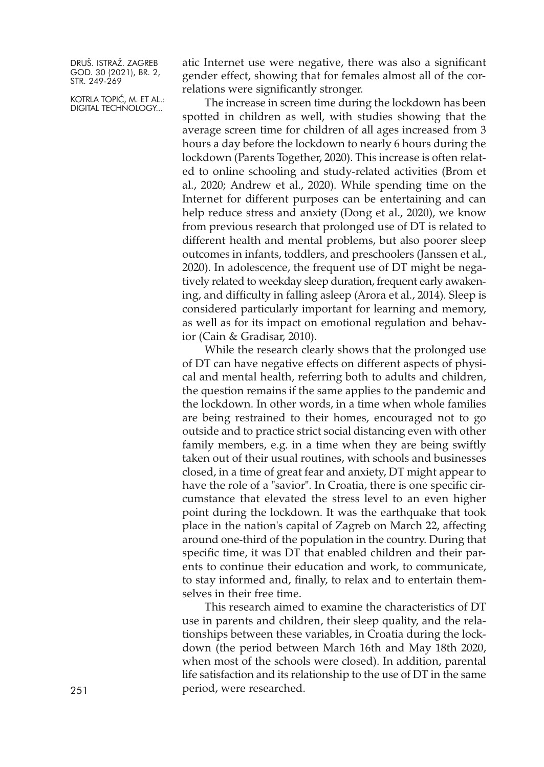atic Internet use were negative, there was also a significant gender effect, showing that for females almost all of the correlations were significantly stronger.

The increase in screen time during the lockdown has been spotted in children as well, with studies showing that the average screen time for children of all ages increased from 3 hours a day before the lockdown to nearly 6 hours during the lockdown (Parents Together, 2020). This increase is often related to online schooling and study-related activities (Brom et al., 2020; Andrew et al., 2020). While spending time on the Internet for different purposes can be entertaining and can help reduce stress and anxiety (Dong et al., 2020), we know from previous research that prolonged use of DT is related to different health and mental problems, but also poorer sleep outcomes in infants, toddlers, and preschoolers (Janssen et al., 2020). In adolescence, the frequent use of DT might be negatively related to weekday sleep duration, frequent early awakening, and difficulty in falling asleep (Arora et al., 2014). Sleep is considered particularly important for learning and memory, as well as for its impact on emotional regulation and behavior (Cain & Gradisar, 2010).

While the research clearly shows that the prolonged use of DT can have negative effects on different aspects of physical and mental health, referring both to adults and children, the question remains if the same applies to the pandemic and the lockdown. In other words, in a time when whole families are being restrained to their homes, encouraged not to go outside and to practice strict social distancing even with other family members, e.g. in a time when they are being swiftly taken out of their usual routines, with schools and businesses closed, in a time of great fear and anxiety, DT might appear to have the role of a "savior". In Croatia, there is one specific circumstance that elevated the stress level to an even higher point during the lockdown. It was the earthquake that took place in the nation's capital of Zagreb on March 22, affecting around one-third of the population in the country. During that specific time, it was DT that enabled children and their parents to continue their education and work, to communicate, to stay informed and, finally, to relax and to entertain themselves in their free time.

This research aimed to examine the characteristics of DT use in parents and children, their sleep quality, and the relationships between these variables, in Croatia during the lockdown (the period between March 16th and May 18th 2020, when most of the schools were closed). In addition, parental life satisfaction and its relationship to the use of DT in the same period, were researched.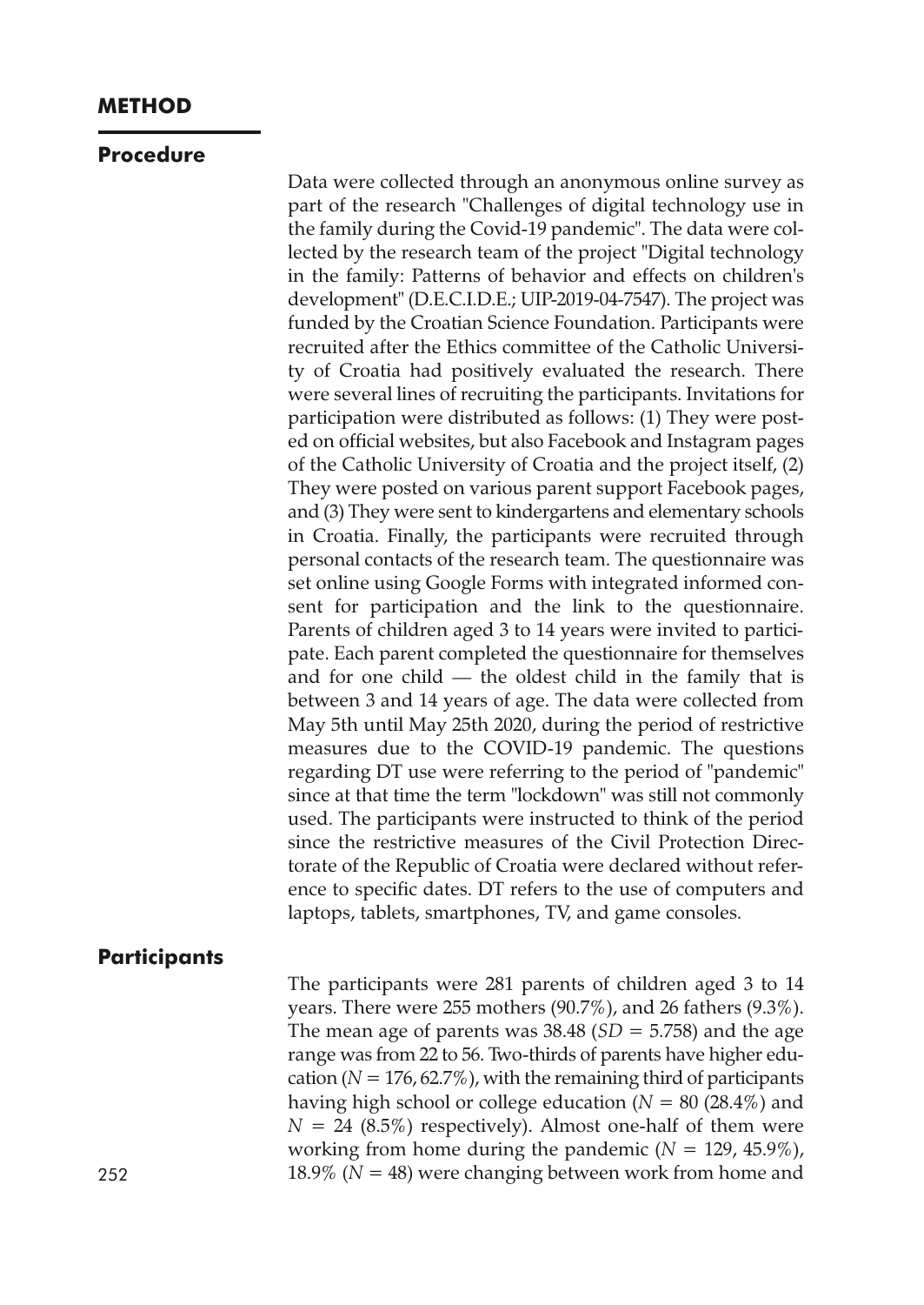## METHOD

### Procedure

Data were collected through an anonymous online survey as part of the research "Challenges of digital technology use in the family during the Covid-19 pandemic". The data were collected by the research team of the project "Digital technology in the family: Patterns of behavior and effects on children's development" (D.E.C.I.D.E.; UIP-2019-04-7547). The project was funded by the Croatian Science Foundation. Participants were recruited after the Ethics committee of the Catholic University of Croatia had positively evaluated the research. There were several lines of recruiting the participants. Invitations for participation were distributed as follows: (1) They were posted on official websites, but also Facebook and Instagram pages of the Catholic University of Croatia and the project itself, (2) They were posted on various parent support Facebook pages, and (3) They were sent to kindergartens and elementary schools in Croatia. Finally, the participants were recruited through personal contacts of the research team. The questionnaire was set online using Google Forms with integrated informed consent for participation and the link to the questionnaire. Parents of children aged 3 to 14 years were invited to participate. Each parent completed the questionnaire for themselves and for one child — the oldest child in the family that is between 3 and 14 years of age. The data were collected from May 5th until May 25th 2020, during the period of restrictive measures due to the COVID-19 pandemic. The questions regarding DT use were referring to the period of "pandemic" since at that time the term "lockdown" was still not commonly used. The participants were instructed to think of the period since the restrictive measures of the Civil Protection Directorate of the Republic of Croatia were declared without reference to specific dates. DT refers to the use of computers and laptops, tablets, smartphones, TV, and game consoles.

### Participants

The participants were 281 parents of children aged 3 to 14 years. There were 255 mothers (90.7%), and 26 fathers (9.3%). The mean age of parents was 38.48 ($SD = 5.758$) and the age range was from 22 to 56. Two-thirds of parents have higher education ($N = 176$, 62.7%), with the remaining third of participants having high school or college education ($N = 80$ (28.4%) and $N = 24$ (8.5%) respectively). Almost one-half of them were working from home during the pandemic ($N = 129$, 45.9%), 18.9% ($N = 48$) were changing between work from home and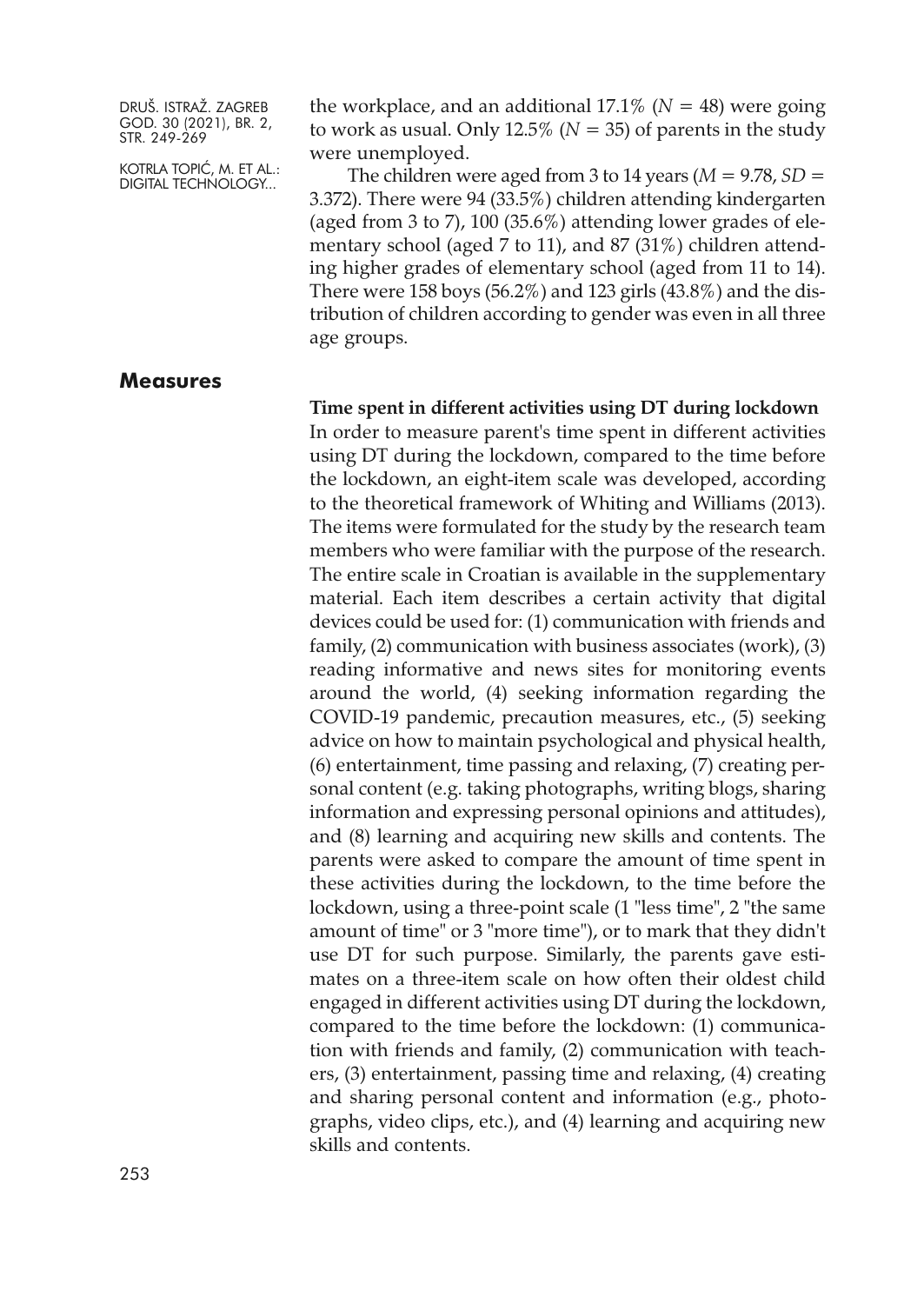the workplace, and an additional 17.1% ($N$ = 48) were going to work as usual. Only 12.5% ($N$ = 35) of parents in the study were unemployed.

The children were aged from 3 to 14 years ($M$ = 9.78, $SD$ = 3.372). There were 94 (33.5%) children attending kindergarten (aged from 3 to 7), 100 (35.6%) attending lower grades of elementary school (aged 7 to 11), and 87 (31%) children attending higher grades of elementary school (aged from 11 to 14). There were 158 boys (56.2%) and 123 girls (43.8%) and the distribution of children according to gender was even in all three age groups.

## Measures

**Time spent in different activities using DT during lockdown**

In order to measure parent's time spent in different activities using DT during the lockdown, compared to the time before the lockdown, an eight-item scale was developed, according to the theoretical framework of Whiting and Williams (2013). The items were formulated for the study by the research team members who were familiar with the purpose of the research. The entire scale in Croatian is available in the supplementary material. Each item describes a certain activity that digital devices could be used for: (1) communication with friends and family, (2) communication with business associates (work), (3) reading informative and news sites for monitoring events around the world, (4) seeking information regarding the COVID-19 pandemic, precaution measures, etc., (5) seeking advice on how to maintain psychological and physical health, (6) entertainment, time passing and relaxing, (7) creating personal content (e.g. taking photographs, writing blogs, sharing information and expressing personal opinions and attitudes), and (8) learning and acquiring new skills and contents. The parents were asked to compare the amount of time spent in these activities during the lockdown, to the time before the lockdown, using a three-point scale (1 "less time", 2 "the same amount of time" or 3 "more time"), or to mark that they didn't use DT for such purpose. Similarly, the parents gave estimates on a three-item scale on how often their oldest child engaged in different activities using DT during the lockdown, compared to the time before the lockdown: (1) communication with friends and family, (2) communication with teachers, (3) entertainment, passing time and relaxing, (4) creating and sharing personal content and information (e.g., photographs, video clips, etc.), and (4) learning and acquiring new skills and contents.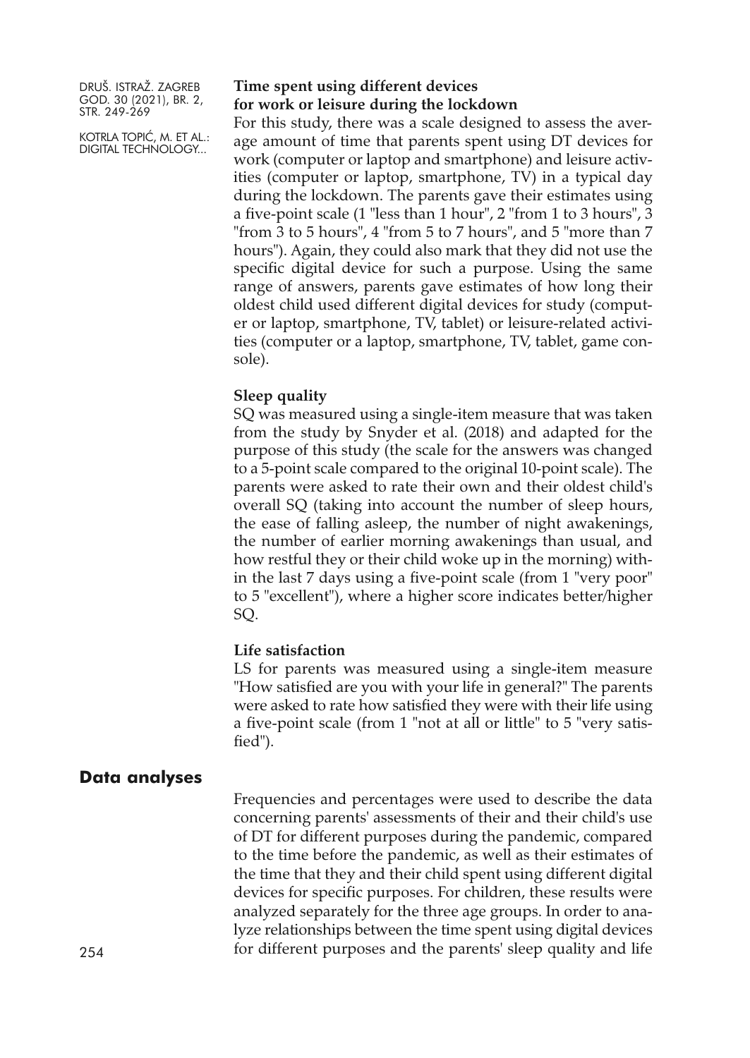**Time spent using different devices for work or leisure during the lockdown**

For this study, there was a scale designed to assess the average amount of time that parents spent using DT devices for work (computer or laptop and smartphone) and leisure activities (computer or laptop, smartphone, TV) in a typical day during the lockdown. The parents gave their estimates using a five-point scale (1 "less than 1 hour", 2 "from 1 to 3 hours", 3 "from 3 to 5 hours", 4 "from 5 to 7 hours", and 5 "more than 7 hours"). Again, they could also mark that they did not use the specific digital device for such a purpose. Using the same range of answers, parents gave estimates of how long their oldest child used different digital devices for study (computer or laptop, smartphone, TV, tablet) or leisure-related activities (computer or a laptop, smartphone, TV, tablet, game console).

**Sleep quality**

SQ was measured using a single-item measure that was taken from the study by Snyder et al. (2018) and adapted for the purpose of this study (the scale for the answers was changed to a 5-point scale compared to the original 10-point scale). The parents were asked to rate their own and their oldest child's overall SQ (taking into account the number of sleep hours, the ease of falling asleep, the number of night awakenings, the number of earlier morning awakenings than usual, and how restful they or their child woke up in the morning) within the last 7 days using a five-point scale (from 1 "very poor" to 5 "excellent"), where a higher score indicates better/higher SQ.

**Life satisfaction**

LS for parents was measured using a single-item measure "How satisfied are you with your life in general?" The parents were asked to rate how satisfied they were with their life using a five-point scale (from 1 "not at all or little" to 5 "very satisfied").

## Data analyses

Frequencies and percentages were used to describe the data concerning parents' assessments of their and their child's use of DT for different purposes during the pandemic, compared to the time before the pandemic, as well as their estimates of the time that they and their child spent using different digital devices for specific purposes. For children, these results were analyzed separately for the three age groups. In order to analyze relationships between the time spent using digital devices for different purposes and the parents' sleep quality and life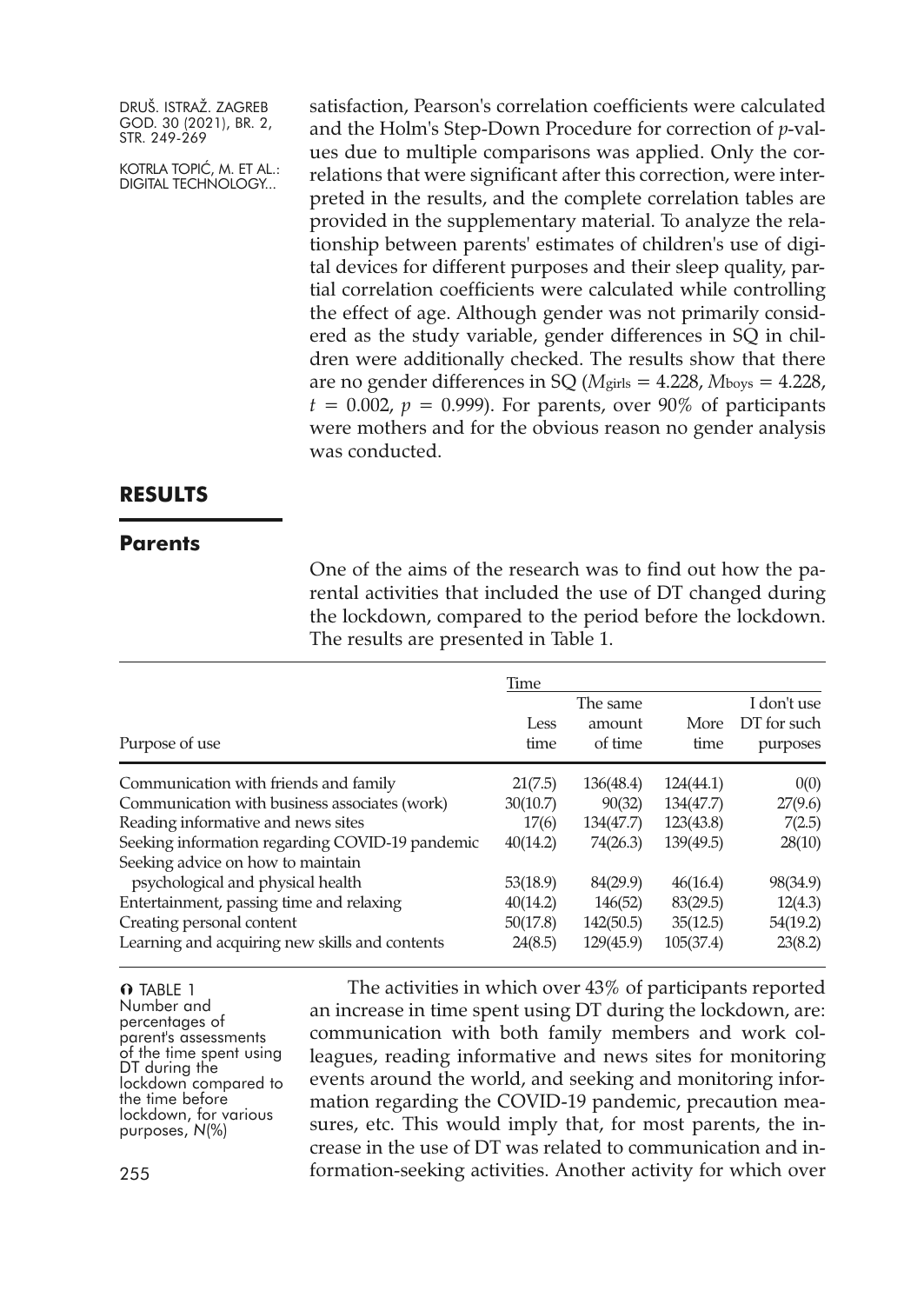satisfaction, Pearson's correlation coefficients were calculated and the Holm's Step-Down Procedure for correction of *p*-values due to multiple comparisons was applied. Only the correlations that were significant after this correction, were interpreted in the results, and the complete correlation tables are provided in the supplementary material. To analyze the relationship between parents' estimates of children's use of digital devices for different purposes and their sleep quality, partial correlation coefficients were calculated while controlling the effect of age. Although gender was not primarily considered as the study variable, gender differences in SQ in children were additionally checked. The results show that there are no gender differences in SQ ($M_{girls} = 4.228$, $M_{boys} = 4.228$, $t = 0.002$, $p = 0.999$). For parents, over 90% of participants were mothers and for the obvious reason no gender analysis was conducted.

## RESULTS

### Parents

One of the aims of the research was to find out how the parental activities that included the use of DT changed during the lockdown, compared to the period before the lockdown. The results are presented in Table 1.

| Purpose of use | Time | | | |
|---|---|---|---|---|
| | Less time | The same amount of time | More time | I don't use DT for such purposes |
| Communication with friends and family | 21(7.5) | 136(48.4) | 124(44.1) | 0(0) |
| Communication with business associates (work) | 30(10.7) | 90(32) | 134(47.7) | 27(9.6) |
| Reading informative and news sites | 17(6) | 134(47.7) | 123(43.8) | 7(2.5) |
| Seeking information regarding COVID-19 pandemic | 40(14.2) | 74(26.3) | 139(49.5) | 28(10) |
| Seeking advice on how to maintain psychological and physical health | 53(18.9) | 84(29.9) | 46(16.4) | 98(34.9) |
| Entertainment, passing time and relaxing | 40(14.2) | 146(52) | 83(29.5) | 12(4.3) |
| Creating personal content | 50(17.8) | 142(50.5) | 35(12.5) | 54(19.2) |
| Learning and acquiring new skills and contents | 24(8.5) | 129(45.9) | 105(37.4) | 23(8.2) |

TABLE 1
Number and percentages of parent's assessments of the time spent using DT during the lockdown compared to the time before lockdown, for various purposes, *N*(%)

The activities in which over 43% of participants reported an increase in time spent using DT during the lockdown, are: communication with both family members and work colleagues, reading informative and news sites for monitoring events around the world, and seeking and monitoring information regarding the COVID-19 pandemic, precaution measures, etc. This would imply that, for most parents, the increase in the use of DT was related to communication and information-seeking activities. Another activity for which over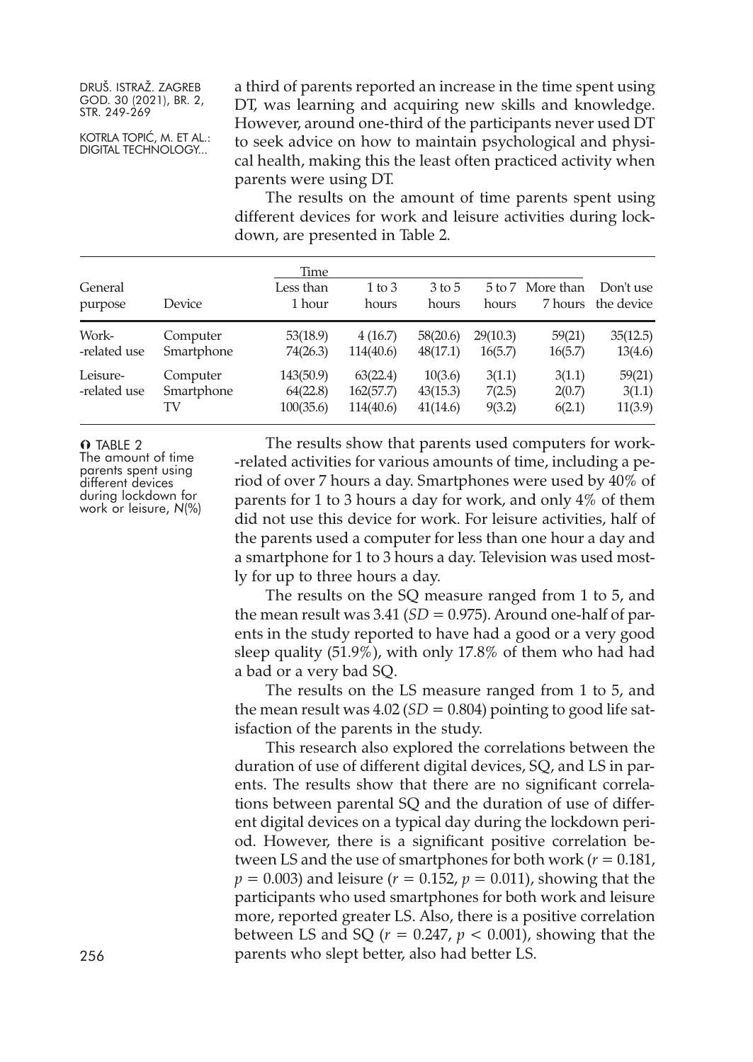a third of parents reported an increase in the time spent using DT, was learning and acquiring new skills and knowledge. However, around one-third of the participants never used DT to seek advice on how to maintain psychological and physical health, making this the least often practiced activity when parents were using DT.

The results on the amount of time parents spent using different devices for work and leisure activities during lockdown, are presented in Table 2.

| General purpose | Device | Time: Less than 1 hour | 1 to 3 hours | 3 to 5 hours | 5 to 7 hours | More than 7 hours | Don't use the device |
|---|---|---|---|---|---|---|---|
| Work-related use | Computer | 53(18.9) | 4 (16.7) | 58(20.6) | 29(10.3) | 59(21) | 35(12.5) |
| | Smartphone | 74(26.3) | 114(40.6) | 48(17.1) | 16(5.7) | 16(5.7) | 13(4.6) |
| Leisure-related use | Computer | 143(50.9) | 63(22.4) | 10(3.6) | 3(1.1) | 3(1.1) | 59(21) |
| | Smartphone | 64(22.8) | 162(57.7) | 43(15.3) | 7(2.5) | 2(0.7) | 3(1.1) |
| | TV | 100(35.6) | 114(40.6) | 41(14.6) | 9(3.2) | 6(2.1) | 11(3.9) |

TABLE 2
The amount of time parents spent using different devices during lockdown for work or leisure, *N*(%)

The results show that parents used computers for work-related activities for various amounts of time, including a period of over 7 hours a day. Smartphones were used by 40% of parents for 1 to 3 hours a day for work, and only 4% of them did not use this device for work. For leisure activities, half of the parents used a computer for less than one hour a day and a smartphone for 1 to 3 hours a day. Television was used mostly for up to three hours a day.

The results on the SQ measure ranged from 1 to 5, and the mean result was 3.41 ($SD = 0.975$). Around one-half of parents in the study reported to have had a good or a very good sleep quality (51.9%), with only 17.8% of them who had had a bad or a very bad SQ.

The results on the LS measure ranged from 1 to 5, and the mean result was 4.02 ($SD = 0.804$) pointing to good life satisfaction of the parents in the study.

This research also explored the correlations between the duration of use of different digital devices, SQ, and LS in parents. The results show that there are no significant correlations between parental SQ and the duration of use of different digital devices on a typical day during the lockdown period. However, there is a significant positive correlation between LS and the use of smartphones for both work ($r = 0.181$, $p = 0.003$) and leisure ($r = 0.152$, $p = 0.011$), showing that the participants who used smartphones for both work and leisure more, reported greater LS. Also, there is a positive correlation between LS and SQ ($r = 0.247$, $p < 0.001$), showing that the parents who slept better, also had better LS.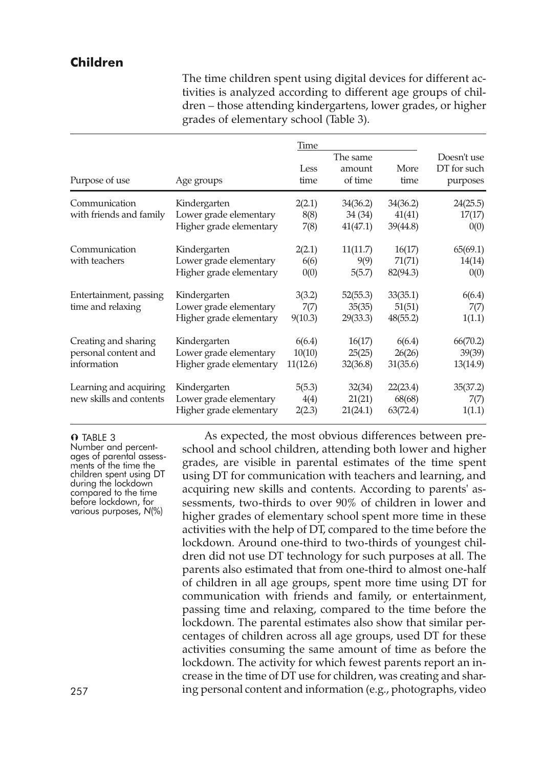## Children

The time children spent using digital devices for different activities is analyzed according to different age groups of children – those attending kindergartens, lower grades, or higher grades of elementary school (Table 3).

| Purpose of use | Age groups | Time | | | Doesn't use DT for such purposes |
|---|---|---|---|---|---|
| | | Less time | The same amount of time | More time | |
| Communication with friends and family | Kindergarten | 2(2.1) | 34(36.2) | 34(36.2) | 24(25.5) |
| | Lower grade elementary | 8(8) | 34 (34) | 41(41) | 17(17) |
| | Higher grade elementary | 7(8) | 41(47.1) | 39(44.8) | 0(0) |
| Communication with teachers | Kindergarten | 2(2.1) | 11(11.7) | 16(17) | 65(69.1) |
| | Lower grade elementary | 6(6) | 9(9) | 71(71) | 14(14) |
| | Higher grade elementary | 0(0) | 5(5.7) | 82(94.3) | 0(0) |
| Entertainment, passing time and relaxing | Kindergarten | 3(3.2) | 52(55.3) | 33(35.1) | 6(6.4) |
| | Lower grade elementary | 7(7) | 35(35) | 51(51) | 7(7) |
| | Higher grade elementary | 9(10.3) | 29(33.3) | 48(55.2) | 1(1.1) |
| Creating and sharing personal content and information | Kindergarten | 6(6.4) | 16(17) | 6(6.4) | 66(70.2) |
| | Lower grade elementary | 10(10) | 25(25) | 26(26) | 39(39) |
| | Higher grade elementary | 11(12.6) | 32(36.8) | 31(35.6) | 13(14.9) |
| Learning and acquiring new skills and contents | Kindergarten | 5(5.3) | 32(34) | 22(23.4) | 35(37.2) |
| | Lower grade elementary | 4(4) | 21(21) | 68(68) | 7(7) |
| | Higher grade elementary | 2(2.3) | 21(24.1) | 63(72.4) | 1(1.1) |

TABLE 3
Number and percentages of parental assessments of the time the children spent using DT during the lockdown compared to the time before lockdown, for various purposes, *N*(%)

As expected, the most obvious differences between preschool and school children, attending both lower and higher grades, are visible in parental estimates of the time spent using DT for communication with teachers and learning, and acquiring new skills and contents. According to parents' assessments, two-thirds to over 90% of children in lower and higher grades of elementary school spent more time in these activities with the help of DT, compared to the time before the lockdown. Around one-third to two-thirds of youngest children did not use DT technology for such purposes at all. The parents also estimated that from one-third to almost one-half of children in all age groups, spent more time using DT for communication with friends and family, or entertainment, passing time and relaxing, compared to the time before the lockdown. The parental estimates also show that similar percentages of children across all age groups, used DT for these activities consuming the same amount of time as before the lockdown. The activity for which fewest parents report an increase in the time of DT use for children, was creating and sharing personal content and information (e.g., photographs, video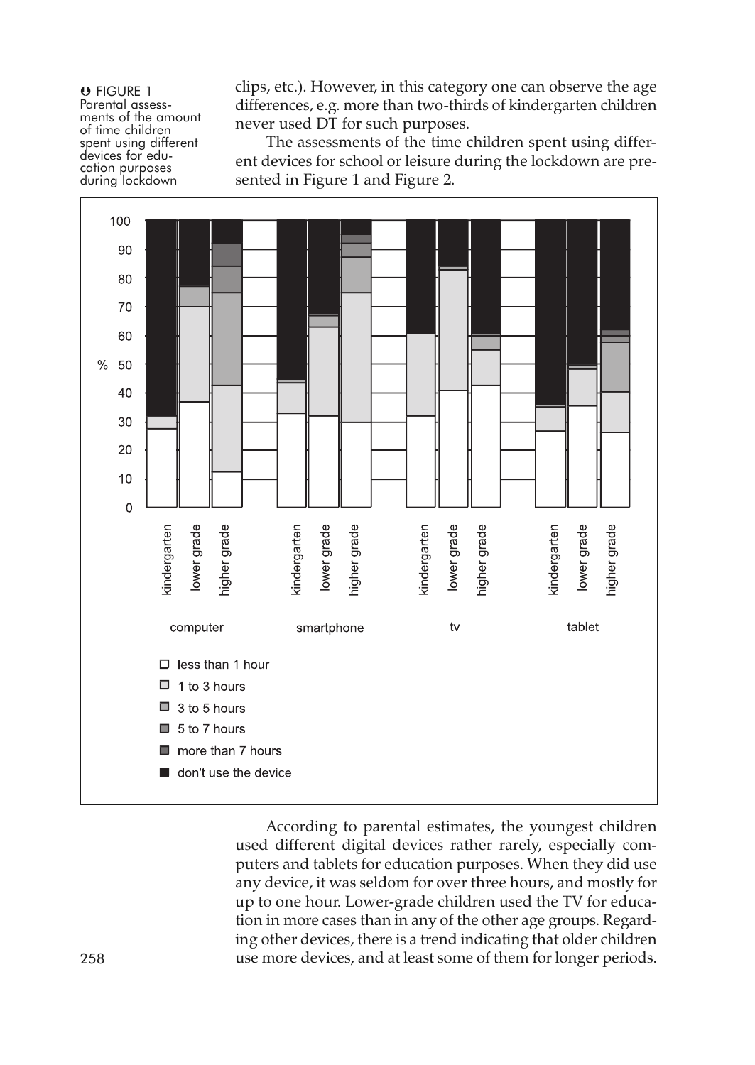clips, etc.). However, in this category one can observe the age differences, e.g. more than two-thirds of kindergarten children never used DT for such purposes.

The assessments of the time children spent using different devices for school or leisure during the lockdown are presented in Figure 1 and Figure 2.

FIGURE 1 Parental assessments of the amount of time children spent using different devices for education purposes during lockdown

According to parental estimates, the youngest children used different digital devices rather rarely, especially computers and tablets for education purposes. When they did use any device, it was seldom for over three hours, and mostly for up to one hour. Lower-grade children used the TV for education in more cases than in any of the other age groups. Regarding other devices, there is a trend indicating that older children use more devices, and at least some of them for longer periods.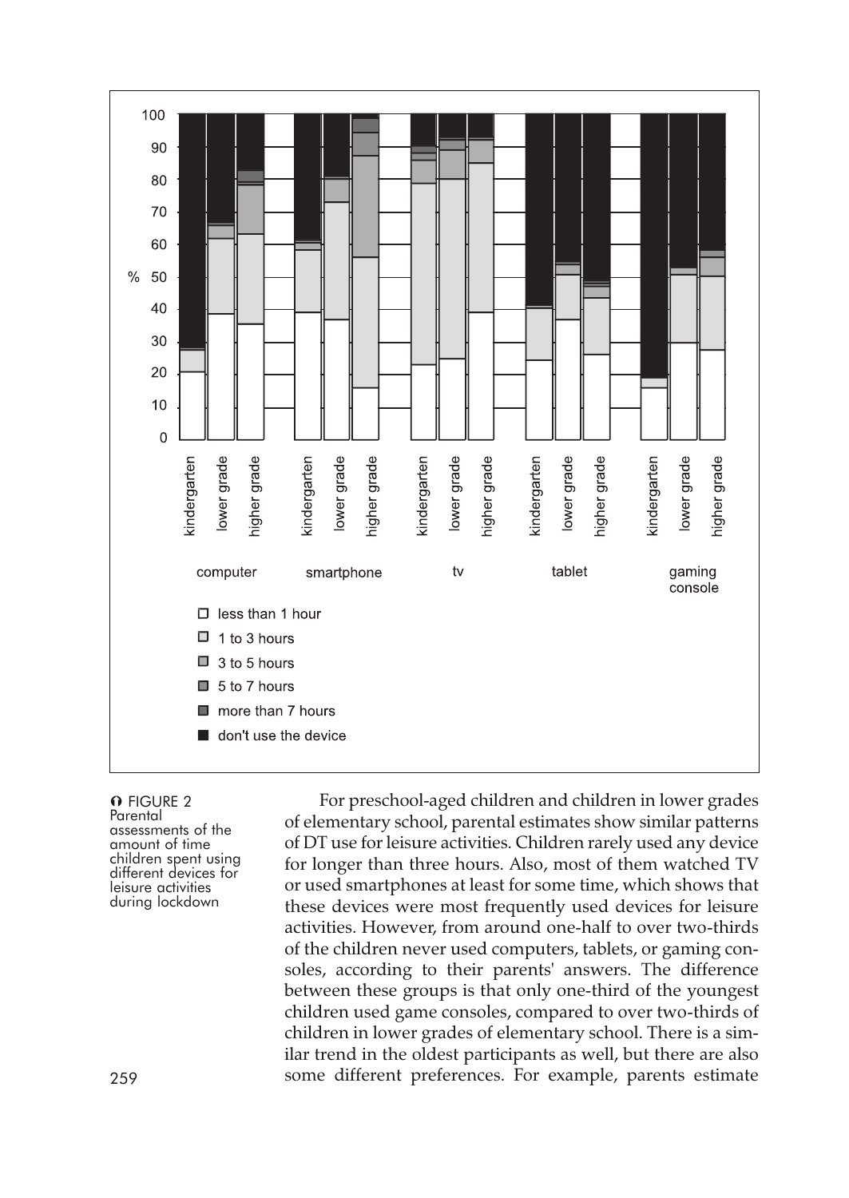FIGURE 2
Parental assessments of the amount of time children spent using different devices for leisure activities during lockdown

For preschool-aged children and children in lower grades of elementary school, parental estimates show similar patterns of DT use for leisure activities. Children rarely used any device for longer than three hours. Also, most of them watched TV or used smartphones at least for some time, which shows that these devices were most frequently used devices for leisure activities. However, from around one-half to over two-thirds of the children never used computers, tablets, or gaming consoles, according to their parents' answers. The difference between these groups is that only one-third of the youngest children used game consoles, compared to over two-thirds of children in lower grades of elementary school. There is a similar trend in the oldest participants as well, but there are also some different preferences. For example, parents estimate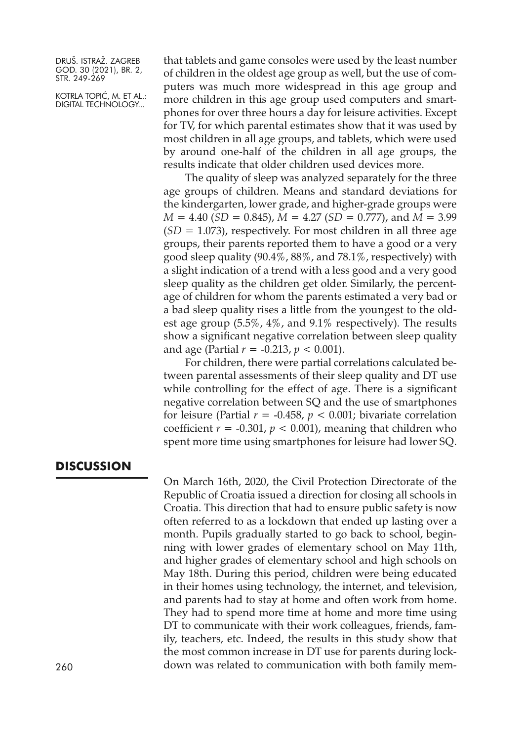that tablets and game consoles were used by the least number of children in the oldest age group as well, but the use of computers was much more widespread in this age group and more children in this age group used computers and smartphones for over three hours a day for leisure activities. Except for TV, for which parental estimates show that it was used by most children in all age groups, and tablets, which were used by around one-half of the children in all age groups, the results indicate that older children used devices more.

The quality of sleep was analyzed separately for the three age groups of children. Means and standard deviations for the kindergarten, lower grade, and higher-grade groups were $M = 4.40$ ($SD = 0.845$), $M = 4.27$ ($SD = 0.777$), and $M = 3.99$ ($SD = 1.073$), respectively. For most children in all three age groups, their parents reported them to have a good or a very good sleep quality (90.4%, 88%, and 78.1%, respectively) with a slight indication of a trend with a less good and a very good sleep quality as the children get older. Similarly, the percentage of children for whom the parents estimated a very bad or a bad sleep quality rises a little from the youngest to the oldest age group (5.5%, 4%, and 9.1% respectively). The results show a significant negative correlation between sleep quality and age (Partial $r = -0.213$, $p < 0.001$).

For children, there were partial correlations calculated between parental assessments of their sleep quality and DT use while controlling for the effect of age. There is a significant negative correlation between SQ and the use of smartphones for leisure (Partial $r = -0.458$, $p < 0.001$; bivariate correlation coefficient $r = -0.301$, $p < 0.001$), meaning that children who spent more time using smartphones for leisure had lower SQ.

## DISCUSSION

On March 16th, 2020, the Civil Protection Directorate of the Republic of Croatia issued a direction for closing all schools in Croatia. This direction that had to ensure public safety is now often referred to as a lockdown that ended up lasting over a month. Pupils gradually started to go back to school, beginning with lower grades of elementary school on May 11th, and higher grades of elementary school and high schools on May 18th. During this period, children were being educated in their homes using technology, the internet, and television, and parents had to stay at home and often work from home. They had to spend more time at home and more time using DT to communicate with their work colleagues, friends, family, teachers, etc. Indeed, the results in this study show that the most common increase in DT use for parents during lockdown was related to communication with both family mem-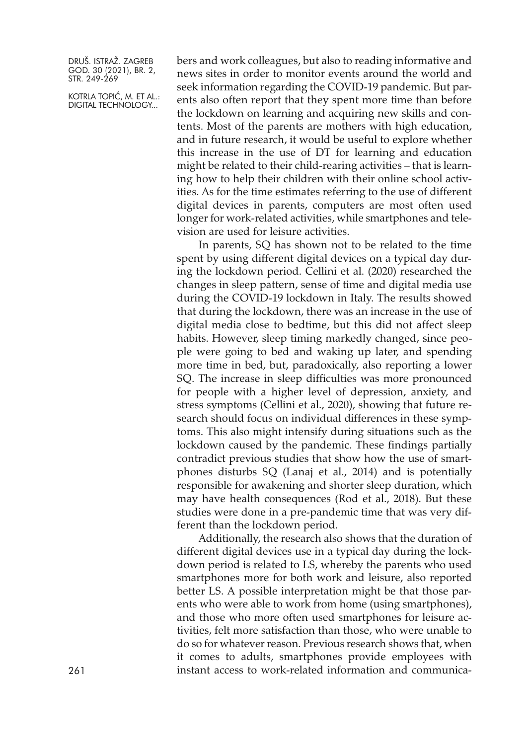bers and work colleagues, but also to reading informative and news sites in order to monitor events around the world and seek information regarding the COVID-19 pandemic. But parents also often report that they spent more time than before the lockdown on learning and acquiring new skills and contents. Most of the parents are mothers with high education, and in future research, it would be useful to explore whether this increase in the use of DT for learning and education might be related to their child-rearing activities – that is learning how to help their children with their online school activities. As for the time estimates referring to the use of different digital devices in parents, computers are most often used longer for work-related activities, while smartphones and television are used for leisure activities.

In parents, SQ has shown not to be related to the time spent by using different digital devices on a typical day during the lockdown period. Cellini et al. (2020) researched the changes in sleep pattern, sense of time and digital media use during the COVID-19 lockdown in Italy. The results showed that during the lockdown, there was an increase in the use of digital media close to bedtime, but this did not affect sleep habits. However, sleep timing markedly changed, since people were going to bed and waking up later, and spending more time in bed, but, paradoxically, also reporting a lower SQ. The increase in sleep difficulties was more pronounced for people with a higher level of depression, anxiety, and stress symptoms (Cellini et al., 2020), showing that future research should focus on individual differences in these symptoms. This also might intensify during situations such as the lockdown caused by the pandemic. These findings partially contradict previous studies that show how the use of smartphones disturbs SQ (Lanaj et al., 2014) and is potentially responsible for awakening and shorter sleep duration, which may have health consequences (Rod et al., 2018). But these studies were done in a pre-pandemic time that was very different than the lockdown period.

Additionally, the research also shows that the duration of different digital devices use in a typical day during the lockdown period is related to LS, whereby the parents who used smartphones more for both work and leisure, also reported better LS. A possible interpretation might be that those parents who were able to work from home (using smartphones), and those who more often used smartphones for leisure activities, felt more satisfaction than those, who were unable to do so for whatever reason. Previous research shows that, when it comes to adults, smartphones provide employees with instant access to work-related information and communica-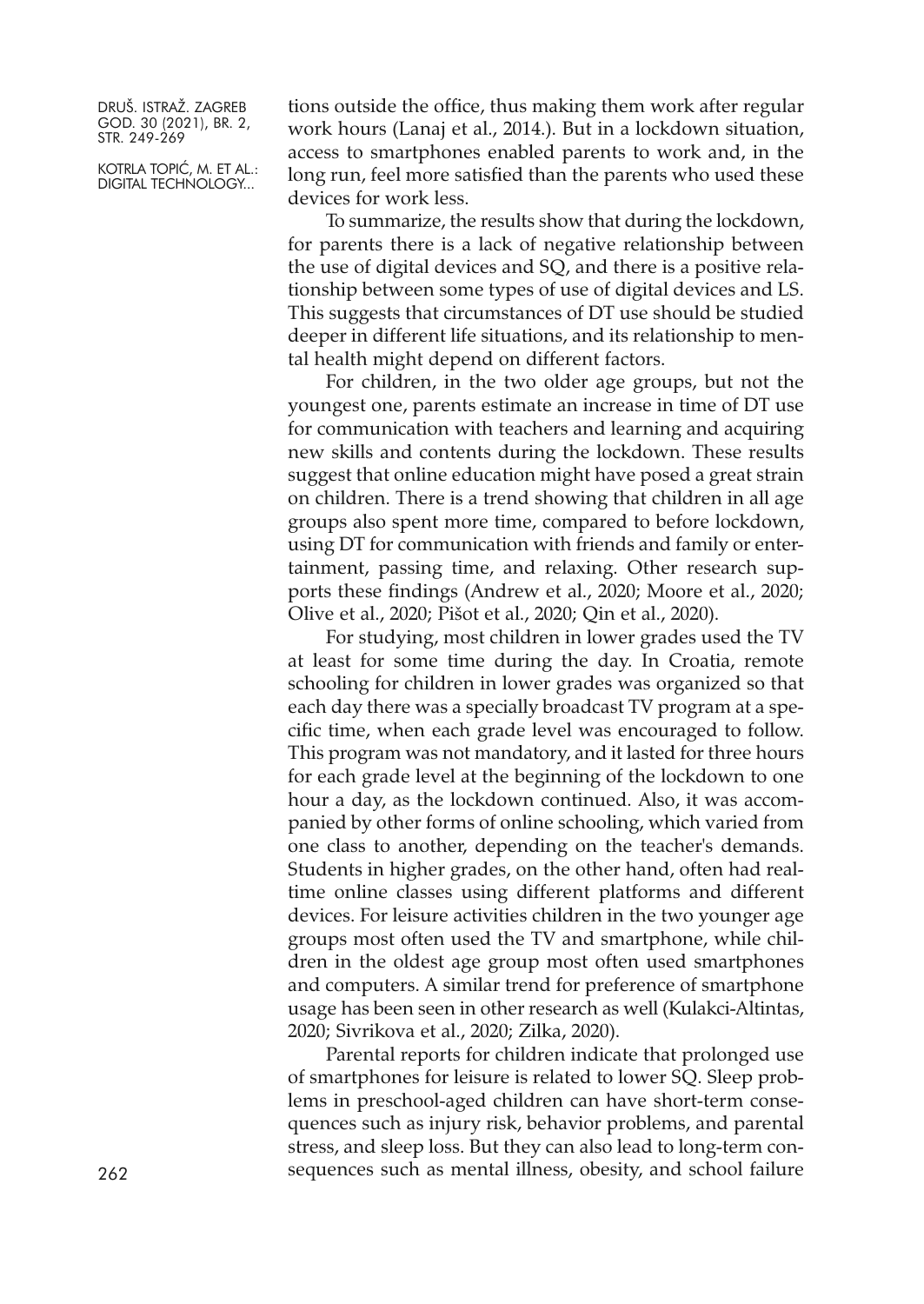tions outside the office, thus making them work after regular work hours (Lanaj et al., 2014.). But in a lockdown situation, access to smartphones enabled parents to work and, in the long run, feel more satisfied than the parents who used these devices for work less.

To summarize, the results show that during the lockdown, for parents there is a lack of negative relationship between the use of digital devices and SQ, and there is a positive relationship between some types of use of digital devices and LS. This suggests that circumstances of DT use should be studied deeper in different life situations, and its relationship to mental health might depend on different factors.

For children, in the two older age groups, but not the youngest one, parents estimate an increase in time of DT use for communication with teachers and learning and acquiring new skills and contents during the lockdown. These results suggest that online education might have posed a great strain on children. There is a trend showing that children in all age groups also spent more time, compared to before lockdown, using DT for communication with friends and family or entertainment, passing time, and relaxing. Other research supports these findings (Andrew et al., 2020; Moore et al., 2020; Olive et al., 2020; Pišot et al., 2020; Qin et al., 2020).

For studying, most children in lower grades used the TV at least for some time during the day. In Croatia, remote schooling for children in lower grades was organized so that each day there was a specially broadcast TV program at a specific time, when each grade level was encouraged to follow. This program was not mandatory, and it lasted for three hours for each grade level at the beginning of the lockdown to one hour a day, as the lockdown continued. Also, it was accompanied by other forms of online schooling, which varied from one class to another, depending on the teacher's demands. Students in higher grades, on the other hand, often had real-time online classes using different platforms and different devices. For leisure activities children in the two younger age groups most often used the TV and smartphone, while children in the oldest age group most often used smartphones and computers. A similar trend for preference of smartphone usage has been seen in other research as well (Kulakci-Altintas, 2020; Sivrikova et al., 2020; Zilka, 2020).

Parental reports for children indicate that prolonged use of smartphones for leisure is related to lower SQ. Sleep problems in preschool-aged children can have short-term consequences such as injury risk, behavior problems, and parental stress, and sleep loss. But they can also lead to long-term consequences such as mental illness, obesity, and school failure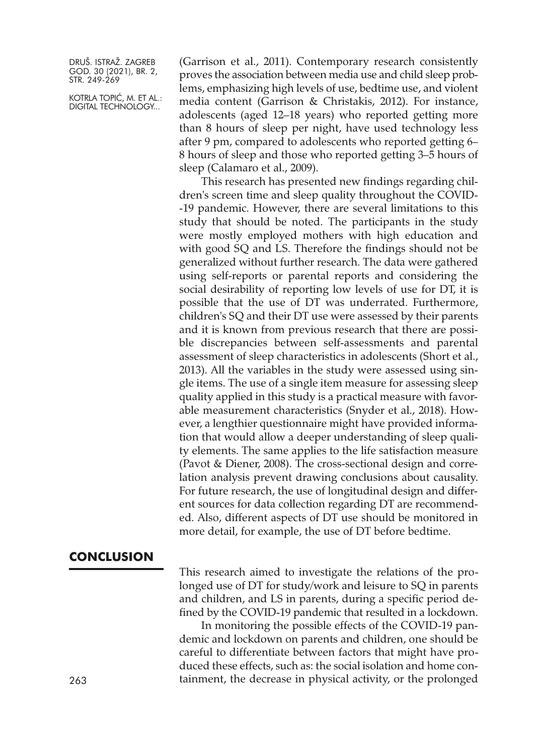(Garrison et al., 2011). Contemporary research consistently proves the association between media use and child sleep problems, emphasizing high levels of use, bedtime use, and violent media content (Garrison & Christakis, 2012). For instance, adolescents (aged 12–18 years) who reported getting more than 8 hours of sleep per night, have used technology less after 9 pm, compared to adolescents who reported getting 6–8 hours of sleep and those who reported getting 3–5 hours of sleep (Calamaro et al., 2009).

This research has presented new findings regarding children's screen time and sleep quality throughout the COVID-19 pandemic. However, there are several limitations to this study that should be noted. The participants in the study were mostly employed mothers with high education and with good SQ and LS. Therefore the findings should not be generalized without further research. The data were gathered using self-reports or parental reports and considering the social desirability of reporting low levels of use for DT, it is possible that the use of DT was underrated. Furthermore, children's SQ and their DT use were assessed by their parents and it is known from previous research that there are possible discrepancies between self-assessments and parental assessment of sleep characteristics in adolescents (Short et al., 2013). All the variables in the study were assessed using single items. The use of a single item measure for assessing sleep quality applied in this study is a practical measure with favorable measurement characteristics (Snyder et al., 2018). However, a lengthier questionnaire might have provided information that would allow a deeper understanding of sleep quality elements. The same applies to the life satisfaction measure (Pavot & Diener, 2008). The cross-sectional design and correlation analysis prevent drawing conclusions about causality. For future research, the use of longitudinal design and different sources for data collection regarding DT are recommended. Also, different aspects of DT use should be monitored in more detail, for example, the use of DT before bedtime.

## CONCLUSION

This research aimed to investigate the relations of the prolonged use of DT for study/work and leisure to SQ in parents and children, and LS in parents, during a specific period defined by the COVID-19 pandemic that resulted in a lockdown.

In monitoring the possible effects of the COVID-19 pandemic and lockdown on parents and children, one should be careful to differentiate between factors that might have produced these effects, such as: the social isolation and home containment, the decrease in physical activity, or the prolonged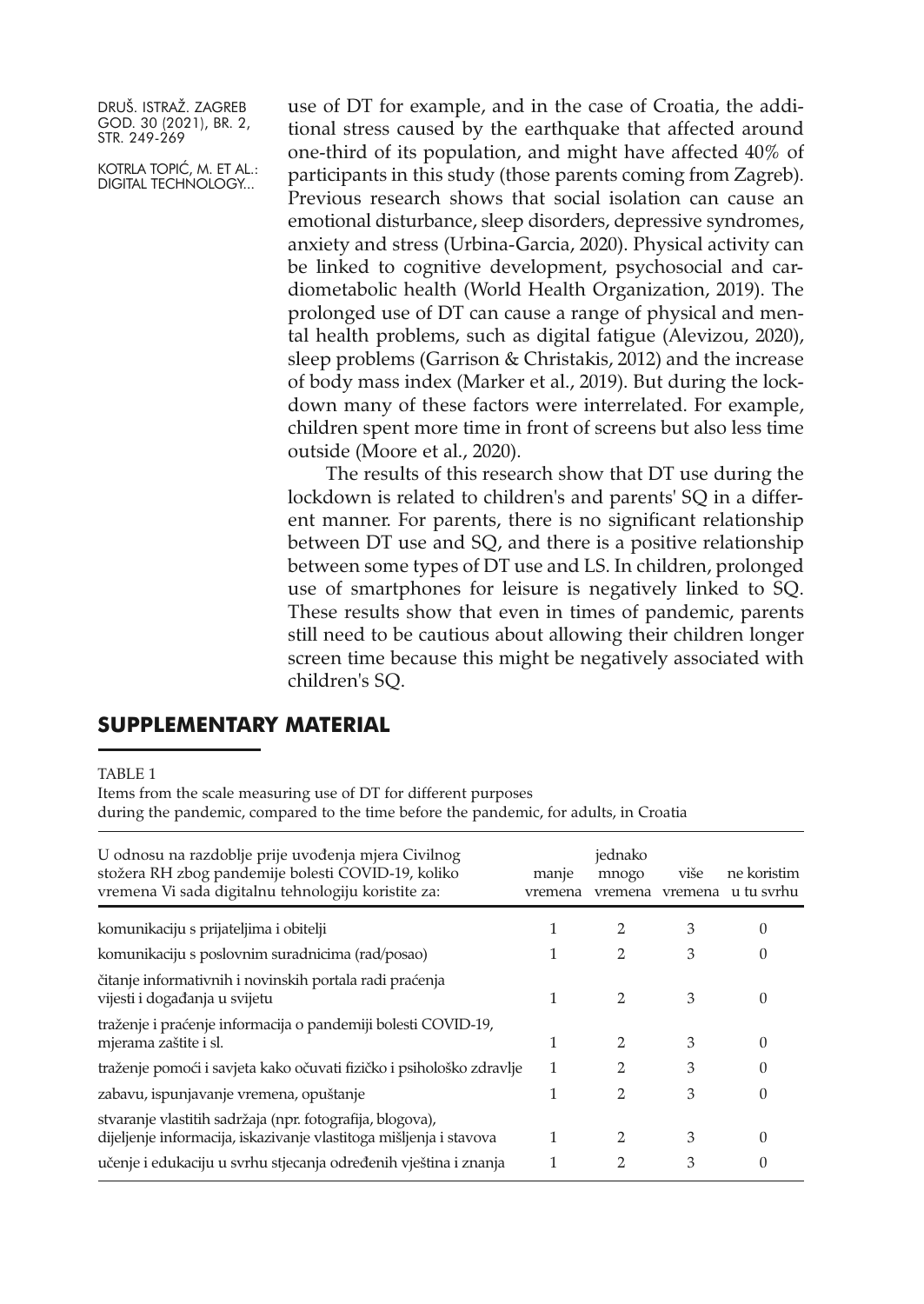use of DT for example, and in the case of Croatia, the additional stress caused by the earthquake that affected around one-third of its population, and might have affected 40% of participants in this study (those parents coming from Zagreb). Previous research shows that social isolation can cause an emotional disturbance, sleep disorders, depressive syndromes, anxiety and stress (Urbina-Garcia, 2020). Physical activity can be linked to cognitive development, psychosocial and cardiometabolic health (World Health Organization, 2019). The prolonged use of DT can cause a range of physical and mental health problems, such as digital fatigue (Alevizou, 2020), sleep problems (Garrison & Christakis, 2012) and the increase of body mass index (Marker et al., 2019). But during the lockdown many of these factors were interrelated. For example, children spent more time in front of screens but also less time outside (Moore et al., 2020).

The results of this research show that DT use during the lockdown is related to children's and parents' SQ in a different manner. For parents, there is no significant relationship between DT use and SQ, and there is a positive relationship between some types of DT use and LS. In children, prolonged use of smartphones for leisure is negatively linked to SQ. These results show that even in times of pandemic, parents still need to be cautious about allowing their children longer screen time because this might be negatively associated with children's SQ.

## SUPPLEMENTARY MATERIAL

TABLE 1
Items from the scale measuring use of DT for different purposes during the pandemic, compared to the time before the pandemic, for adults, in Croatia

| U odnosu na razdoblje prije uvođenja mjera Civilnog stožera RH zbog pandemije bolesti COVID-19, koliko vremena Vi sada digitalnu tehnologiju koristite za: | manje vremena | jednako mnogo vremena | više vremena | ne koristim u tu svrhu |
|---|---|---|---|---|
| komunikaciju s prijateljima i obitelji | 1 | 2 | 3 | 0 |
| komunikaciju s poslovnim suradnicima (rad/posao) | 1 | 2 | 3 | 0 |
| čitanje informativnih i novinskih portala radi praćenja vijesti i događanja u svijetu | 1 | 2 | 3 | 0 |
| traženje i praćenje informacija o pandemiji bolesti COVID-19, mjerama zaštite i sl. | 1 | 2 | 3 | 0 |
| traženje pomoći i savjeta kako očuvati fizičko i psihološko zdravlje | 1 | 2 | 3 | 0 |
| zabavu, ispunjavanje vremena, opuštanje | 1 | 2 | 3 | 0 |
| stvaranje vlastitih sadržaja (npr. fotografija, blogova), dijeljenje informacija, iskazivanje vlastitoga mišljenja i stavova | 1 | 2 | 3 | 0 |
| učenje i edukaciju u svrhu stjecanja određenih vještina i znanja | 1 | 2 | 3 | 0 |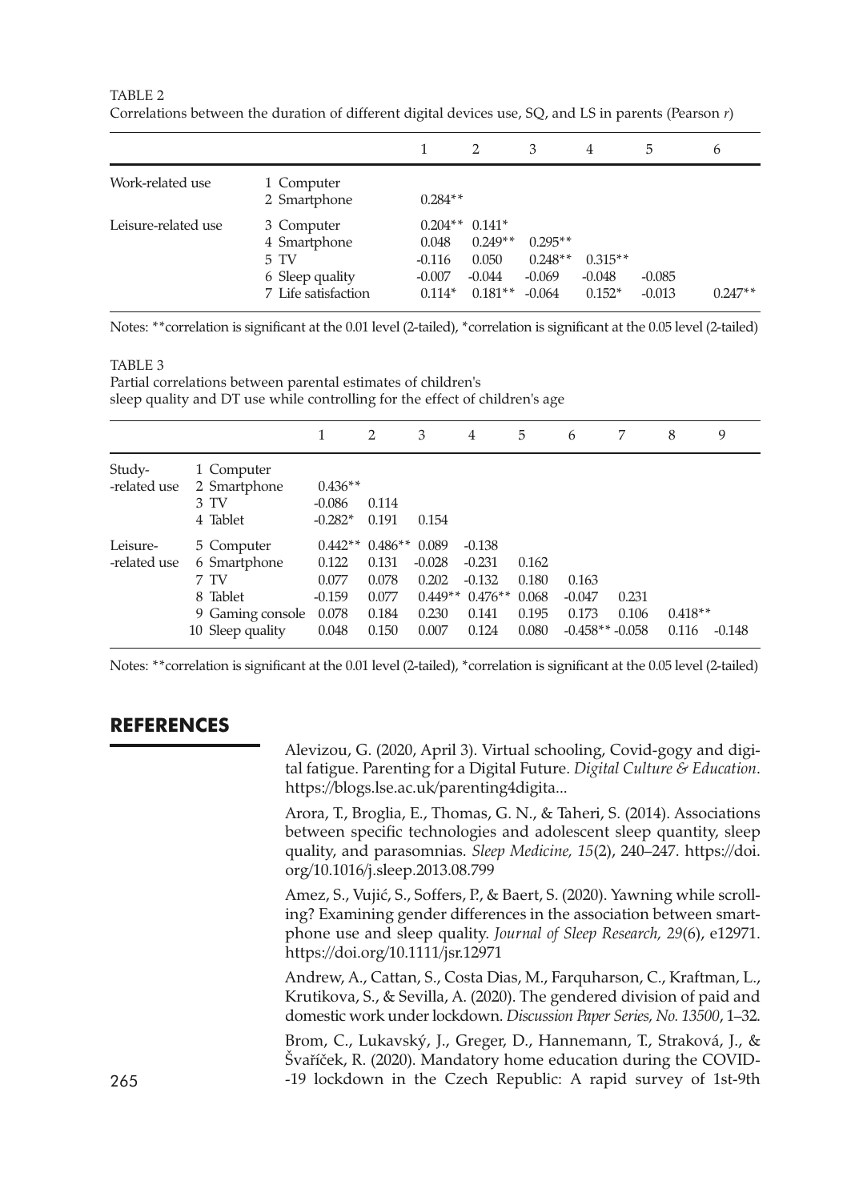TABLE 2
Correlations between the duration of different digital devices use, SQ, and LS in parents (Pearson *r*)

| | | 1 | 2 | 3 | 4 | 5 | 6 |
|---|---|---|---|---|---|---|---|
| Work-related use | 1 Computer | | | | | | |
| | 2 Smartphone | 0.284** | | | | | |
| Leisure-related use | 3 Computer | 0.204** | 0.141* | | | | |
| | 4 Smartphone | 0.048 | 0.249** | 0.295** | | | |
| | 5 TV | -0.116 | 0.050 | 0.248** | 0.315** | | |
| | 6 Sleep quality | -0.007 | -0.044 | -0.069 | -0.048 | -0.085 | |
| | 7 Life satisfaction | 0.114* | 0.181** | -0.064 | 0.152* | -0.013 | 0.247** |

Notes: **correlation is significant at the 0.01 level (2-tailed), *correlation is significant at the 0.05 level (2-tailed)

TABLE 3
Partial correlations between parental estimates of children's sleep quality and DT use while controlling for the effect of children's age

| | | 1 | 2 | 3 | 4 | 5 | 6 | 7 | 8 | 9 |
|---|---|---|---|---|---|---|---|---|---|---|
| Study-related use | 1 Computer | | | | | | | | | |
| | 2 Smartphone | 0.436** | | | | | | | | |
| | 3 TV | -0.086 | 0.114 | | | | | | | |
| | 4 Tablet | -0.282* | 0.191 | 0.154 | | | | | | |
| Leisure-related use | 5 Computer | 0.442** | 0.486** | 0.089 | -0.138 | | | | | |
| | 6 Smartphone | 0.122 | 0.131 | -0.028 | -0.231 | 0.162 | | | | |
| | 7 TV | 0.077 | 0.078 | 0.202 | -0.132 | 0.180 | 0.163 | | | |
| | 8 Tablet | -0.159 | 0.077 | 0.449** | 0.476** | 0.068 | -0.047 | 0.231 | | |
| | 9 Gaming console | 0.078 | 0.184 | 0.230 | 0.141 | 0.195 | 0.173 | 0.106 | 0.418** | |
| | 10 Sleep quality | 0.048 | 0.150 | 0.007 | 0.124 | 0.080 | -0.458** | -0.058 | 0.116 | -0.148 |

Notes: **correlation is significant at the 0.01 level (2-tailed), *correlation is significant at the 0.05 level (2-tailed)

## REFERENCES

Alevizou, G. (2020, April 3). Virtual schooling, Covid-gogy and digital fatigue. Parenting for a Digital Future. *Digital Culture & Education*. https://blogs.lse.ac.uk/parenting4digita...

Arora, T., Broglia, E., Thomas, G. N., & Taheri, S. (2014). Associations between specific technologies and adolescent sleep quantity, sleep quality, and parasomnias. *Sleep Medicine, 15*(2), 240–247. https://doi.org/10.1016/j.sleep.2013.08.799

Amez, S., Vujić, S., Soffers, P., & Baert, S. (2020). Yawning while scrolling? Examining gender differences in the association between smartphone use and sleep quality. *Journal of Sleep Research, 29*(6), e12971. https://doi.org/10.1111/jsr.12971

Andrew, A., Cattan, S., Costa Dias, M., Farquharson, C., Kraftman, L., Krutikova, S., & Sevilla, A. (2020). The gendered division of paid and domestic work under lockdown. *Discussion Paper Series, No. 13500*, 1–32.

Brom, C., Lukavský, J., Greger, D., Hannemann, T., Straková, J., & Švaříček, R. (2020). Mandatory home education during the COVID-19 lockdown in the Czech Republic: A rapid survey of 1st-9th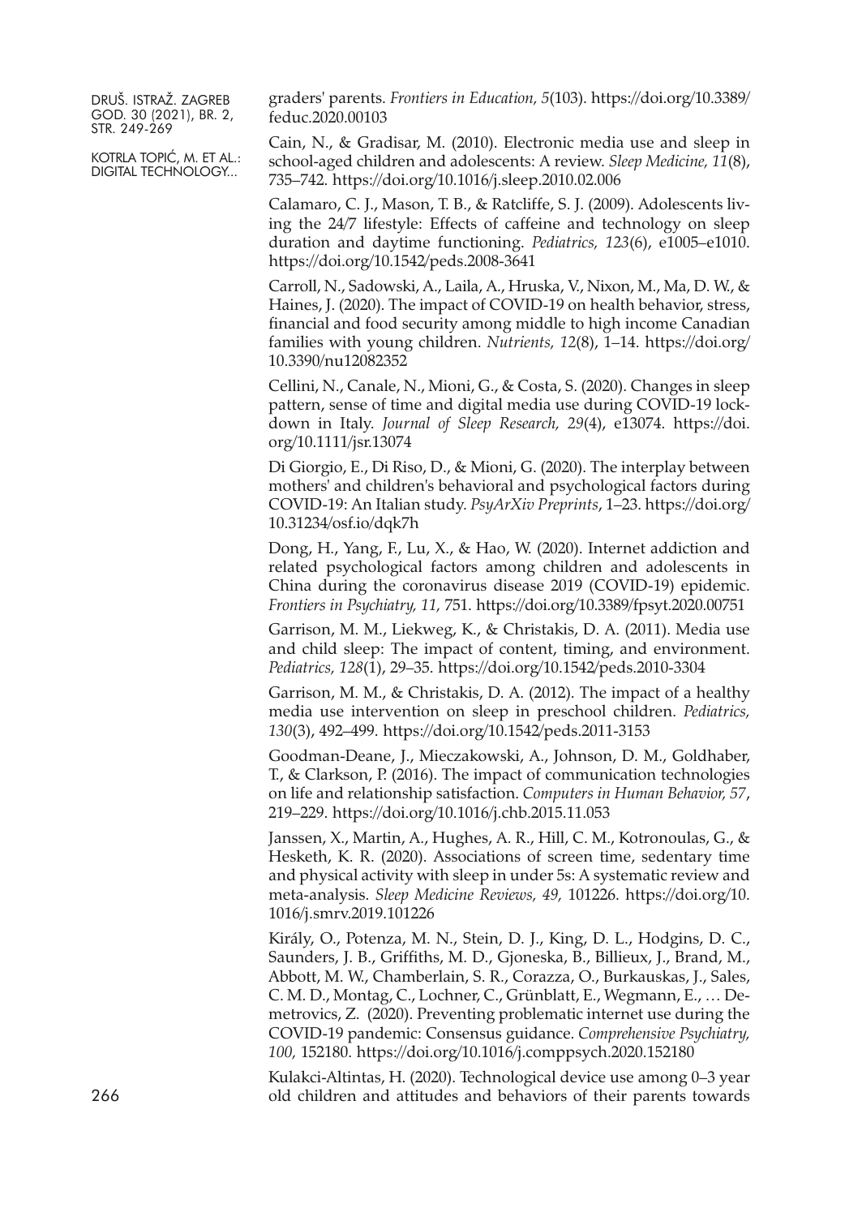graders' parents. *Frontiers in Education, 5*(103). https://doi.org/10.3389/feduc.2020.00103

Cain, N., & Gradisar, M. (2010). Electronic media use and sleep in school-aged children and adolescents: A review. *Sleep Medicine, 11*(8), 735–742. https://doi.org/10.1016/j.sleep.2010.02.006

Calamaro, C. J., Mason, T. B., & Ratcliffe, S. J. (2009). Adolescents living the 24/7 lifestyle: Effects of caffeine and technology on sleep duration and daytime functioning. *Pediatrics, 123*(6), e1005–e1010. https://doi.org/10.1542/peds.2008-3641

Carroll, N., Sadowski, A., Laila, A., Hruska, V., Nixon, M., Ma, D. W., & Haines, J. (2020). The impact of COVID-19 on health behavior, stress, financial and food security among middle to high income Canadian families with young children. *Nutrients, 12*(8), 1–14. https://doi.org/10.3390/nu12082352

Cellini, N., Canale, N., Mioni, G., & Costa, S. (2020). Changes in sleep pattern, sense of time and digital media use during COVID-19 lockdown in Italy. *Journal of Sleep Research, 29*(4), e13074. https://doi.org/10.1111/jsr.13074

Di Giorgio, E., Di Riso, D., & Mioni, G. (2020). The interplay between mothers' and children's behavioral and psychological factors during COVID-19: An Italian study. *PsyArXiv Preprints*, 1–23. https://doi.org/10.31234/osf.io/dqk7h

Dong, H., Yang, F., Lu, X., & Hao, W. (2020). Internet addiction and related psychological factors among children and adolescents in China during the coronavirus disease 2019 (COVID-19) epidemic. *Frontiers in Psychiatry, 11,* 751. https://doi.org/10.3389/fpsyt.2020.00751

Garrison, M. M., Liekweg, K., & Christakis, D. A. (2011). Media use and child sleep: The impact of content, timing, and environment. *Pediatrics, 128*(1), 29–35. https://doi.org/10.1542/peds.2010-3304

Garrison, M. M., & Christakis, D. A. (2012). The impact of a healthy media use intervention on sleep in preschool children. *Pediatrics, 130*(3), 492–499. https://doi.org/10.1542/peds.2011-3153

Goodman-Deane, J., Mieczakowski, A., Johnson, D. M., Goldhaber, T., & Clarkson, P. (2016). The impact of communication technologies on life and relationship satisfaction. *Computers in Human Behavior, 57*, 219–229. https://doi.org/10.1016/j.chb.2015.11.053

Janssen, X., Martin, A., Hughes, A. R., Hill, C. M., Kotronoulas, G., & Hesketh, K. R. (2020). Associations of screen time, sedentary time and physical activity with sleep in under 5s: A systematic review and meta-analysis. *Sleep Medicine Reviews, 49,* 101226. https://doi.org/10.1016/j.smrv.2019.101226

Király, O., Potenza, M. N., Stein, D. J., King, D. L., Hodgins, D. C., Saunders, J. B., Griffiths, M. D., Gjoneska, B., Billieux, J., Brand, M., Abbott, M. W., Chamberlain, S. R., Corazza, O., Burkauskas, J., Sales, C. M. D., Montag, C., Lochner, C., Grünblatt, E., Wegmann, E., … Demetrovics, Z. (2020). Preventing problematic internet use during the COVID-19 pandemic: Consensus guidance. *Comprehensive Psychiatry, 100,* 152180. https://doi.org/10.1016/j.comppsych.2020.152180

Kulakci-Altintas, H. (2020). Technological device use among 0–3 year old children and attitudes and behaviors of their parents towards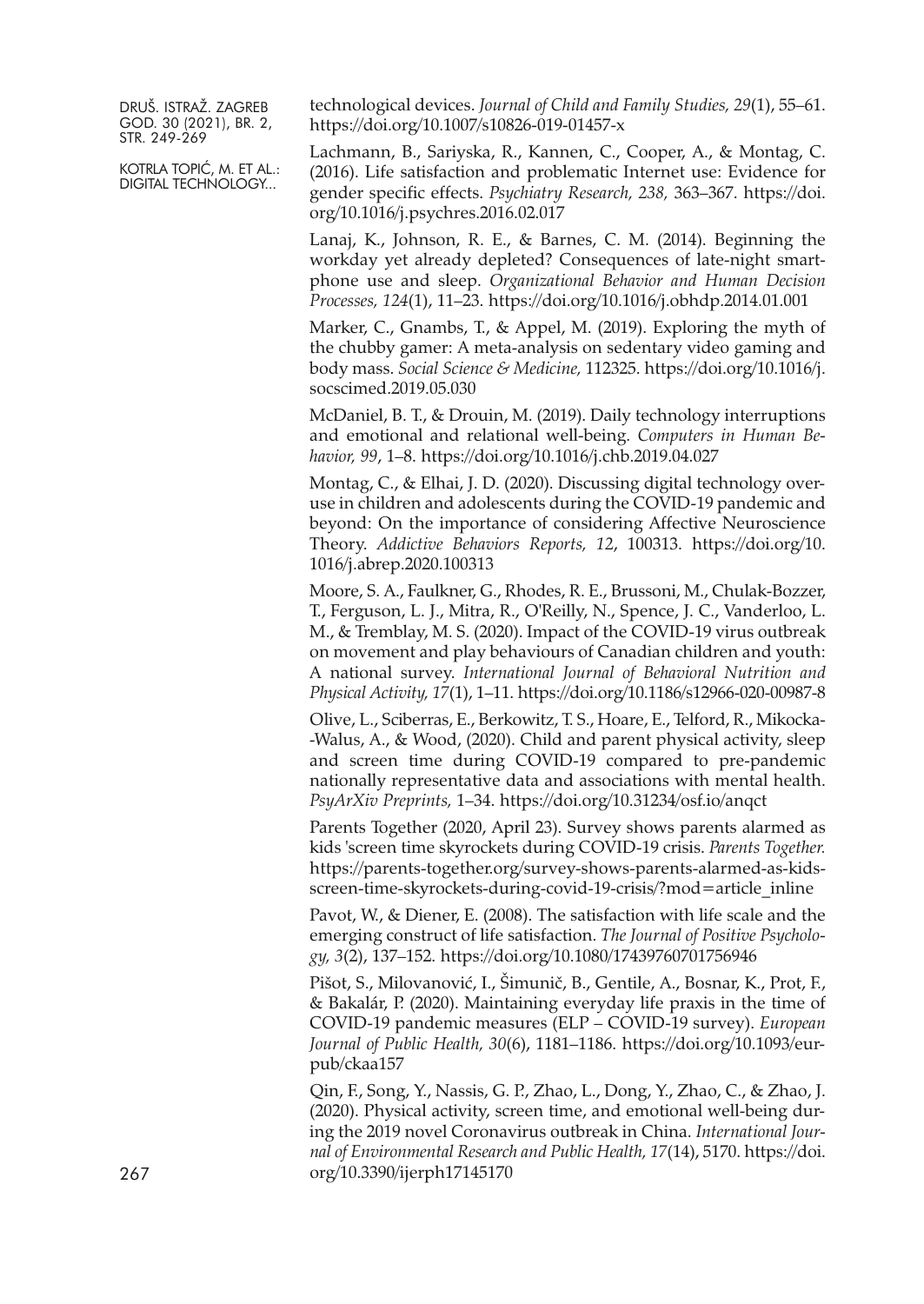technological devices. *Journal of Child and Family Studies, 29*(1), 55–61. https://doi.org/10.1007/s10826-019-01457-x

Lachmann, B., Sariyska, R., Kannen, C., Cooper, A., & Montag, C. (2016). Life satisfaction and problematic Internet use: Evidence for gender specific effects. *Psychiatry Research, 238,* 363–367. https://doi.org/10.1016/j.psychres.2016.02.017

Lanaj, K., Johnson, R. E., & Barnes, C. M. (2014). Beginning the workday yet already depleted? Consequences of late-night smartphone use and sleep. *Organizational Behavior and Human Decision Processes, 124*(1), 11–23. https://doi.org/10.1016/j.obhdp.2014.01.001

Marker, C., Gnambs, T., & Appel, M. (2019). Exploring the myth of the chubby gamer: A meta-analysis on sedentary video gaming and body mass. *Social Science & Medicine,* 112325. https://doi.org/10.1016/j.socscimed.2019.05.030

McDaniel, B. T., & Drouin, M. (2019). Daily technology interruptions and emotional and relational well-being. *Computers in Human Behavior, 99*, 1–8. https://doi.org/10.1016/j.chb.2019.04.027

Montag, C., & Elhai, J. D. (2020). Discussing digital technology overuse in children and adolescents during the COVID-19 pandemic and beyond: On the importance of considering Affective Neuroscience Theory. *Addictive Behaviors Reports, 12*, 100313. https://doi.org/10.1016/j.abrep.2020.100313

Moore, S. A., Faulkner, G., Rhodes, R. E., Brussoni, M., Chulak-Bozzer, T., Ferguson, L. J., Mitra, R., O'Reilly, N., Spence, J. C., Vanderloo, L. M., & Tremblay, M. S. (2020). Impact of the COVID-19 virus outbreak on movement and play behaviours of Canadian children and youth: A national survey. *International Journal of Behavioral Nutrition and Physical Activity, 17*(1), 1–11. https://doi.org/10.1186/s12966-020-00987-8

Olive, L., Sciberras, E., Berkowitz, T. S., Hoare, E., Telford, R., Mikocka-Walus, A., & Wood, (2020). Child and parent physical activity, sleep and screen time during COVID-19 compared to pre-pandemic nationally representative data and associations with mental health. *PsyArXiv Preprints,* 1–34. https://doi.org/10.31234/osf.io/anqct

Parents Together (2020, April 23). Survey shows parents alarmed as kids 'screen time skyrockets during COVID-19 crisis. *Parents Together.* https://parents-together.org/survey-shows-parents-alarmed-as-kids-screen-time-skyrockets-during-covid-19-crisis/?mod=article_inline

Pavot, W., & Diener, E. (2008). The satisfaction with life scale and the emerging construct of life satisfaction. *The Journal of Positive Psychology, 3*(2), 137–152. https://doi.org/10.1080/17439760701756946

Pišot, S., Milovanović, I., Šimunič, B., Gentile, A., Bosnar, K., Prot, F., & Bakalár, P. (2020). Maintaining everyday life praxis in the time of COVID-19 pandemic measures (ELP – COVID-19 survey). *European Journal of Public Health, 30*(6), 1181–1186. https://doi.org/10.1093/eurpub/ckaa157

Qin, F., Song, Y., Nassis, G. P., Zhao, L., Dong, Y., Zhao, C., & Zhao, J. (2020). Physical activity, screen time, and emotional well-being during the 2019 novel Coronavirus outbreak in China. *International Journal of Environmental Research and Public Health, 17*(14), 5170. https://doi.org/10.3390/ijerph17145170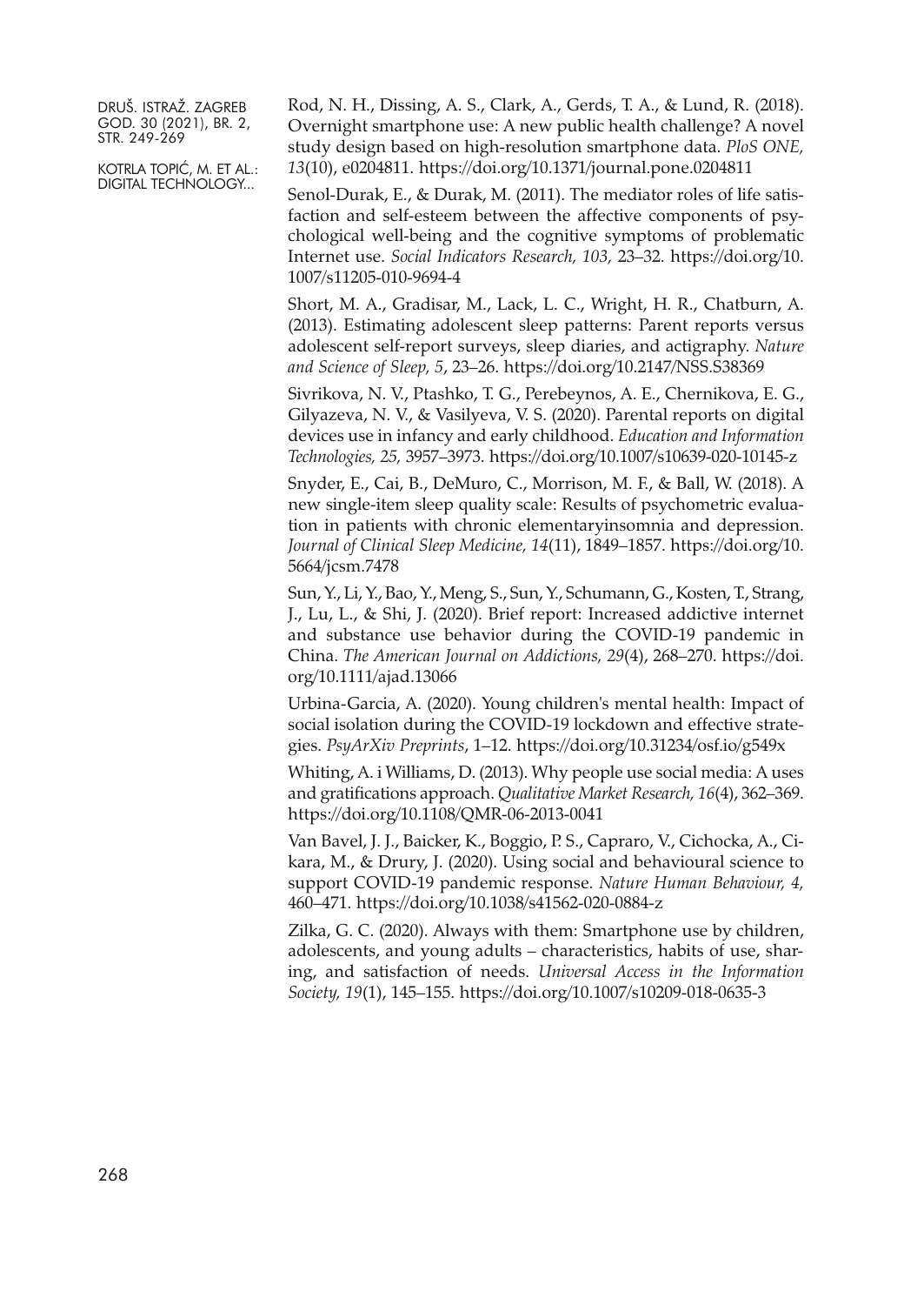Rod, N. H., Dissing, A. S., Clark, A., Gerds, T. A., & Lund, R. (2018). Overnight smartphone use: A new public health challenge? A novel study design based on high-resolution smartphone data. *PloS ONE, 13*(10), e0204811. https://doi.org/10.1371/journal.pone.0204811

Senol-Durak, E., & Durak, M. (2011). The mediator roles of life satisfaction and self-esteem between the affective components of psychological well-being and the cognitive symptoms of problematic Internet use. *Social Indicators Research, 103,* 23–32. https://doi.org/10.1007/s11205-010-9694-4

Short, M. A., Gradisar, M., Lack, L. C., Wright, H. R., Chatburn, A. (2013). Estimating adolescent sleep patterns: Parent reports versus adolescent self-report surveys, sleep diaries, and actigraphy. *Nature and Science of Sleep, 5*, 23–26. https://doi.org/10.2147/NSS.S38369

Sivrikova, N. V., Ptashko, T. G., Perebeynos, A. E., Chernikova, E. G., Gilyazeva, N. V., & Vasilyeva, V. S. (2020). Parental reports on digital devices use in infancy and early childhood. *Education and Information Technologies, 25,* 3957–3973. https://doi.org/10.1007/s10639-020-10145-z

Snyder, E., Cai, B., DeMuro, C., Morrison, M. F., & Ball, W. (2018). A new single-item sleep quality scale: Results of psychometric evaluation in patients with chronic elementaryinsomnia and depression. *Journal of Clinical Sleep Medicine, 14*(11), 1849–1857. https://doi.org/10.5664/jcsm.7478

Sun, Y., Li, Y., Bao, Y., Meng, S., Sun, Y., Schumann, G., Kosten, T., Strang, J., Lu, L., & Shi, J. (2020). Brief report: Increased addictive internet and substance use behavior during the COVID-19 pandemic in China. *The American Journal on Addictions, 29*(4), 268–270. https://doi.org/10.1111/ajad.13066

Urbina-Garcia, A. (2020). Young children's mental health: Impact of social isolation during the COVID-19 lockdown and effective strategies. *PsyArXiv Preprints*, 1–12. https://doi.org/10.31234/osf.io/g549x

Whiting, A. i Williams, D. (2013). Why people use social media: A uses and gratifications approach. *Qualitative Market Research, 16*(4), 362–369. https://doi.org/10.1108/QMR-06-2013-0041

Van Bavel, J. J., Baicker, K., Boggio, P. S., Capraro, V., Cichocka, A., Cikara, M., & Drury, J. (2020). Using social and behavioural science to support COVID-19 pandemic response. *Nature Human Behaviour, 4,* 460–471. https://doi.org/10.1038/s41562-020-0884-z

Zilka, G. C. (2020). Always with them: Smartphone use by children, adolescents, and young adults – characteristics, habits of use, sharing, and satisfaction of needs. *Universal Access in the Information Society, 19*(1), 145–155. https://doi.org/10.1007/s10209-018-0635-3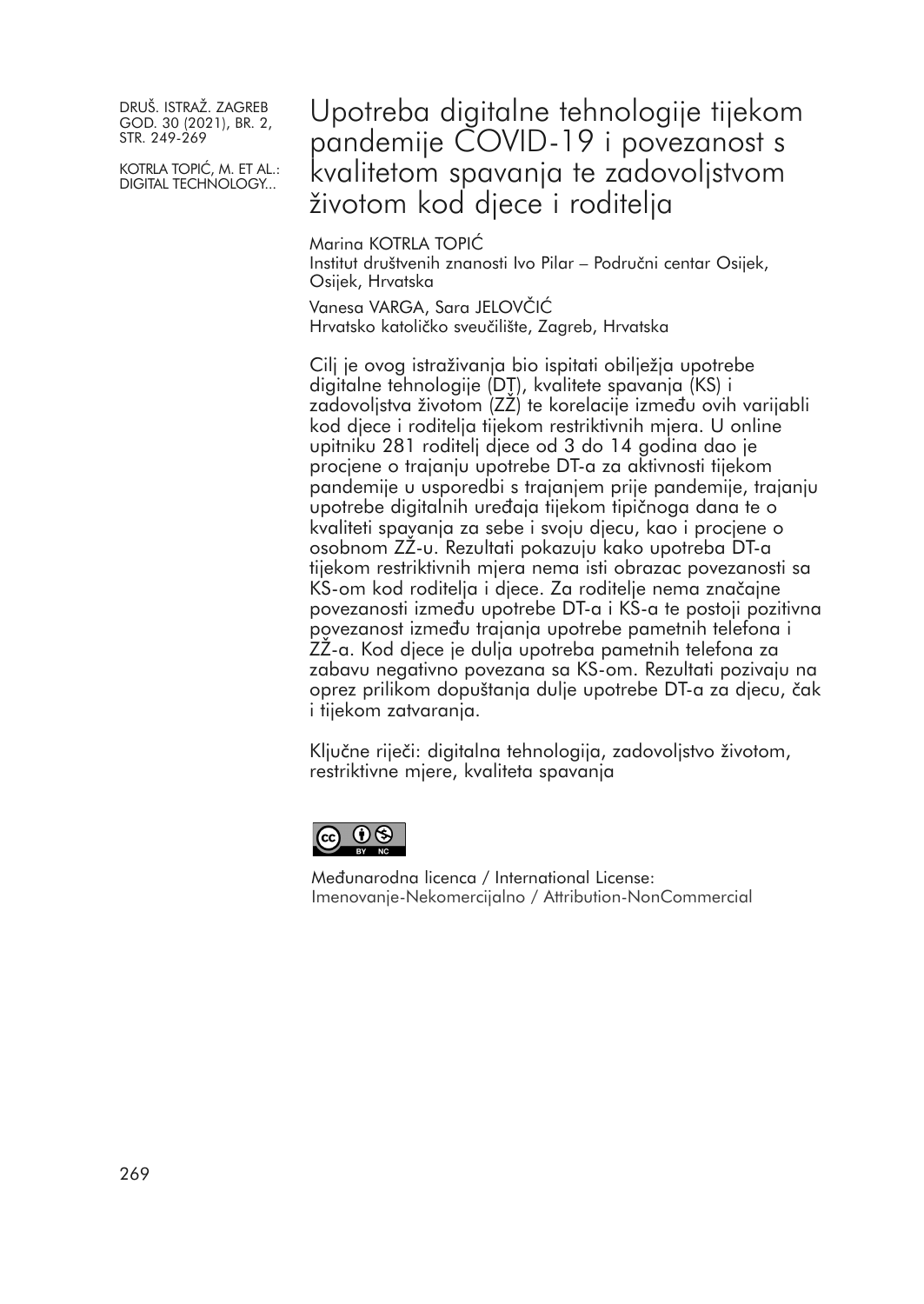# Upotreba digitalne tehnologije tijekom pandemije COVID-19 i povezanost s kvalitetom spavanja te zadovoljstvom životom kod djece i roditelja

Marina KOTRLA TOPIĆ
Institut društvenih znanosti Ivo Pilar – Područni centar Osijek, Osijek, Hrvatska

Vanesa VARGA, Sara JELOVČIĆ
Hrvatsko katoličko sveučilište, Zagreb, Hrvatska

Cilj je ovog istraživanja bio ispitati obilježja upotrebe digitalne tehnologije (DT), kvalitete spavanja (KS) i zadovoljstva životom (ZŽ) te korelacije između ovih varijabli kod djece i roditelja tijekom restriktivnih mjera. U online upitniku 281 roditelj djece od 3 do 14 godina dao je procjene o trajanju upotrebe DT-a za aktivnosti tijekom pandemije u usporedbi s trajanjem prije pandemije, trajanju upotrebe digitalnih uređaja tijekom tipičnoga dana te o kvaliteti spavanja za sebe i svoju djecu, kao i procjene o osobnom ZŽ-u. Rezultati pokazuju kako upotreba DT-a tijekom restriktivnih mjera nema isti obrazac povezanosti sa KS-om kod roditelja i djece. Za roditelje nema značajne povezanosti između upotrebe DT-a i KS-a te postoji pozitivna povezanost između trajanja upotrebe pametnih telefona i ZŽ-a. Kod djece je dulja upotreba pametnih telefona za zabavu negativno povezana sa KS-om. Rezultati pozivaju na oprez prilikom dopuštanja dulje upotrebe DT-a za djecu, čak i tijekom zatvaranja.

Ključne riječi: digitalna tehnologija, zadovoljstvo životom, restriktivne mjere, kvaliteta spavanja

Međunarodna licenca / International License:
Imenovanje-Nekomercijalno / Attribution-NonCommercial